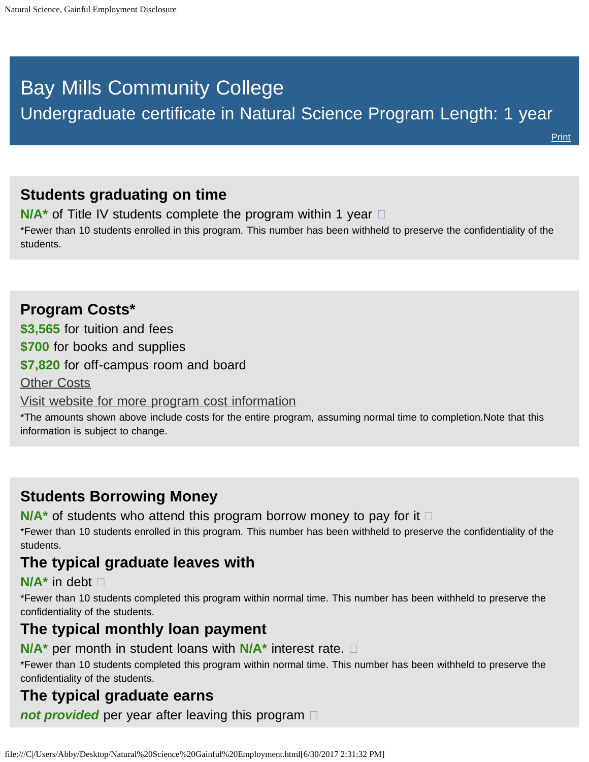# Bay Mills Community College

## Undergraduate certificate in Natural Science Program Length: 1 year

Print

### Students graduating on time

**N/A*** of Title IV students complete the program within 1 year

*Fewer than 10 students enrolled in this program. This number has been withheld to preserve the confidentiality of the students.

### Program Costs*

**$3,565** for tuition and fees

**$700** for books and supplies

**$7,820** for off-campus room and board

Other Costs

Visit website for more program cost information

*The amounts shown above include costs for the entire program, assuming normal time to completion.Note that this information is subject to change.

### Students Borrowing Money

**N/A*** of students who attend this program borrow money to pay for it

*Fewer than 10 students enrolled in this program. This number has been withheld to preserve the confidentiality of the students.

### The typical graduate leaves with

**N/A*** in debt

*Fewer than 10 students completed this program within normal time. This number has been withheld to preserve the confidentiality of the students.

### The typical monthly loan payment

**N/A*** per month in student loans with **N/A*** interest rate.

*Fewer than 10 students completed this program within normal time. This number has been withheld to preserve the confidentiality of the students.

### The typical graduate earns

***not provided*** per year after leaving this program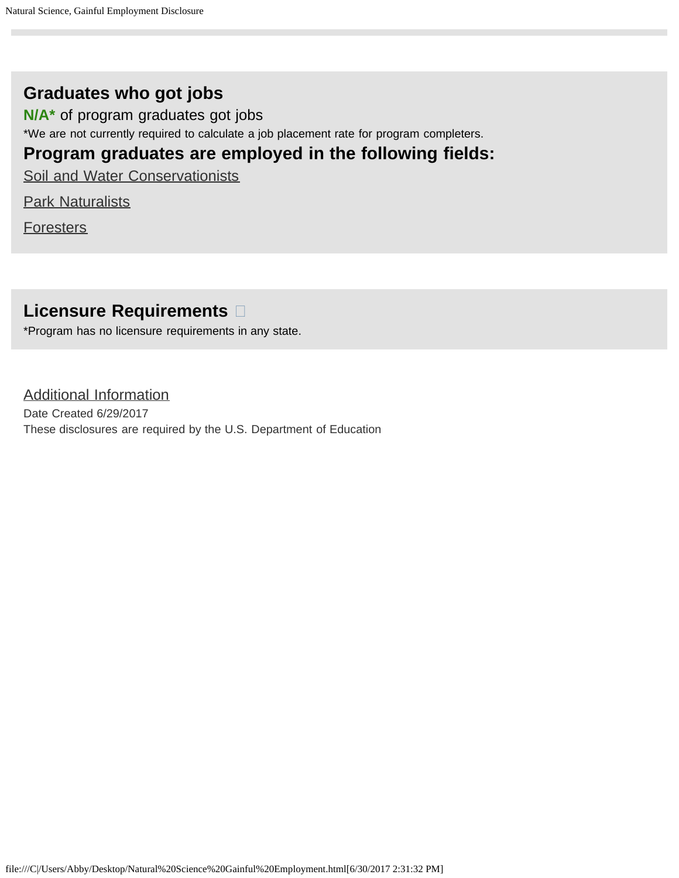## Graduates who got jobs

**N/A*** of program graduates got jobs

*We are not currently required to calculate a job placement rate for program completers.

## Program graduates are employed in the following fields:

Soil and Water Conservationists

Park Naturalists

Foresters

## Licensure Requirements

*Program has no licensure requirements in any state.

Additional Information

Date Created 6/29/2017

These disclosures are required by the U.S. Department of Education